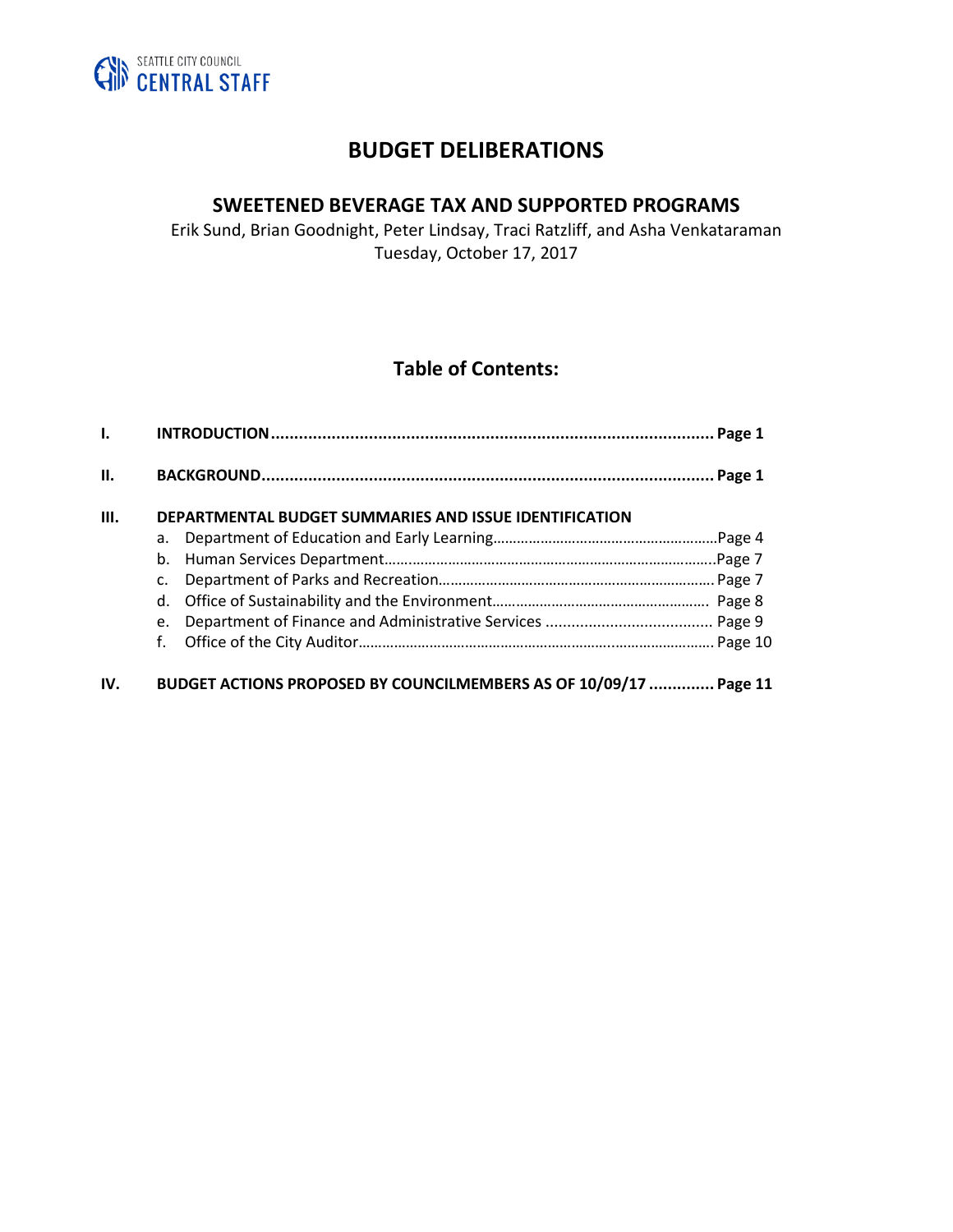SEATTLE CITY COUNCIL
CENTRAL STAFF

# BUDGET DELIBERATIONS

## SWEETENED BEVERAGE TAX AND SUPPORTED PROGRAMS

Erik Sund, Brian Goodnight, Peter Lindsay, Traci Ratzliff, and Asha Venkataraman
Tuesday, October 17, 2017

## Table of Contents:

**I. INTRODUCTION....................................................................................................... Page 1**

**II. BACKGROUND......................................................................................................... Page 1**

**III. DEPARTMENTAL BUDGET SUMMARIES AND ISSUE IDENTIFICATION**

a. Department of Education and Early Learning……………………………………………….Page 4
b. Human Services Department…………………………………………………………………….Page 7
c. Department of Parks and Recreation…………………………………………………………. Page 7
d. Office of Sustainability and the Environment……………………………………………. Page 8
e. Department of Finance and Administrative Services ....................................... Page 9
f. Office of the City Auditor……………………………………………………………………………. Page 10

**IV. BUDGET ACTIONS PROPOSED BY COUNCILMEMBERS AS OF 10/09/17 ............. Page 11**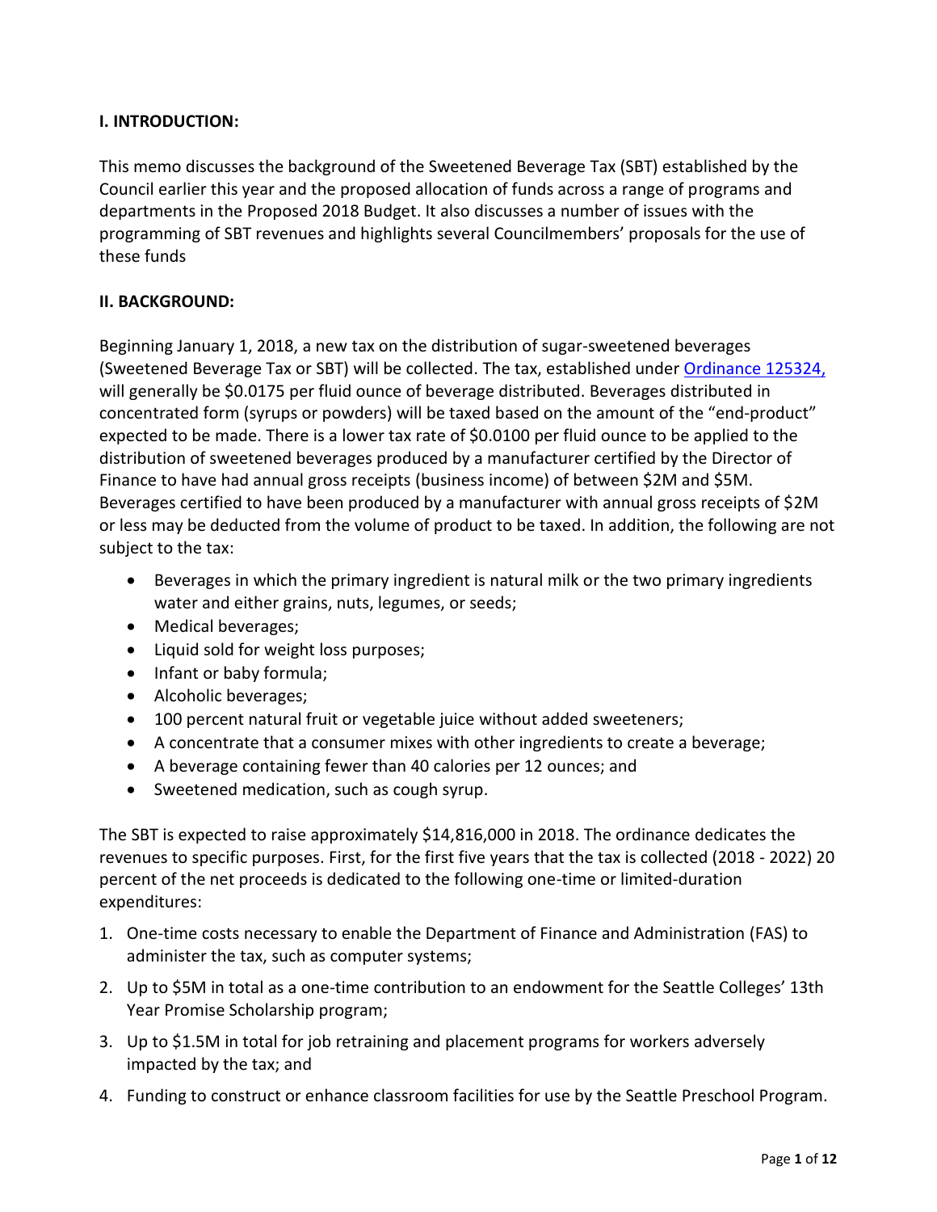## I. INTRODUCTION:

This memo discusses the background of the Sweetened Beverage Tax (SBT) established by the Council earlier this year and the proposed allocation of funds across a range of programs and departments in the Proposed 2018 Budget. It also discusses a number of issues with the programming of SBT revenues and highlights several Councilmembers' proposals for the use of these funds

## II. BACKGROUND:

Beginning January 1, 2018, a new tax on the distribution of sugar-sweetened beverages (Sweetened Beverage Tax or SBT) will be collected. The tax, established under Ordinance 125324, will generally be $0.0175 per fluid ounce of beverage distributed. Beverages distributed in concentrated form (syrups or powders) will be taxed based on the amount of the "end-product" expected to be made. There is a lower tax rate of $0.0100 per fluid ounce to be applied to the distribution of sweetened beverages produced by a manufacturer certified by the Director of Finance to have had annual gross receipts (business income) of between $2M and $5M. Beverages certified to have been produced by a manufacturer with annual gross receipts of $2M or less may be deducted from the volume of product to be taxed. In addition, the following are not subject to the tax:

- Beverages in which the primary ingredient is natural milk or the two primary ingredients water and either grains, nuts, legumes, or seeds;
- Medical beverages;
- Liquid sold for weight loss purposes;
- Infant or baby formula;
- Alcoholic beverages;
- 100 percent natural fruit or vegetable juice without added sweeteners;
- A concentrate that a consumer mixes with other ingredients to create a beverage;
- A beverage containing fewer than 40 calories per 12 ounces; and
- Sweetened medication, such as cough syrup.

The SBT is expected to raise approximately $14,816,000 in 2018. The ordinance dedicates the revenues to specific purposes. First, for the first five years that the tax is collected (2018 - 2022) 20 percent of the net proceeds is dedicated to the following one-time or limited-duration expenditures:

1. One-time costs necessary to enable the Department of Finance and Administration (FAS) to administer the tax, such as computer systems;
2. Up to $5M in total as a one-time contribution to an endowment for the Seattle Colleges' 13th Year Promise Scholarship program;
3. Up to $1.5M in total for job retraining and placement programs for workers adversely impacted by the tax; and
4. Funding to construct or enhance classroom facilities for use by the Seattle Preschool Program.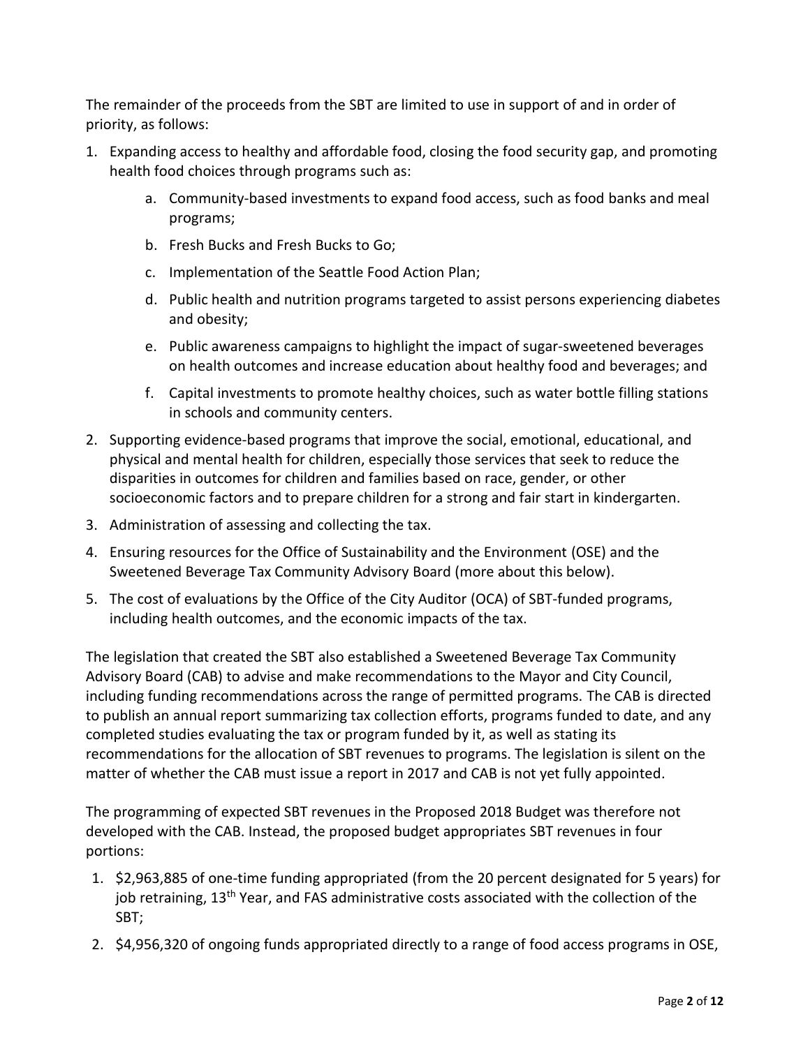The remainder of the proceeds from the SBT are limited to use in support of and in order of priority, as follows:

1. Expanding access to healthy and affordable food, closing the food security gap, and promoting health food choices through programs such as:
    a. Community-based investments to expand food access, such as food banks and meal programs;
    b. Fresh Bucks and Fresh Bucks to Go;
    c. Implementation of the Seattle Food Action Plan;
    d. Public health and nutrition programs targeted to assist persons experiencing diabetes and obesity;
    e. Public awareness campaigns to highlight the impact of sugar-sweetened beverages on health outcomes and increase education about healthy food and beverages; and
    f. Capital investments to promote healthy choices, such as water bottle filling stations in schools and community centers.
2. Supporting evidence-based programs that improve the social, emotional, educational, and physical and mental health for children, especially those services that seek to reduce the disparities in outcomes for children and families based on race, gender, or other socioeconomic factors and to prepare children for a strong and fair start in kindergarten.
3. Administration of assessing and collecting the tax.
4. Ensuring resources for the Office of Sustainability and the Environment (OSE) and the Sweetened Beverage Tax Community Advisory Board (more about this below).
5. The cost of evaluations by the Office of the City Auditor (OCA) of SBT-funded programs, including health outcomes, and the economic impacts of the tax.

The legislation that created the SBT also established a Sweetened Beverage Tax Community Advisory Board (CAB) to advise and make recommendations to the Mayor and City Council, including funding recommendations across the range of permitted programs. The CAB is directed to publish an annual report summarizing tax collection efforts, programs funded to date, and any completed studies evaluating the tax or program funded by it, as well as stating its recommendations for the allocation of SBT revenues to programs. The legislation is silent on the matter of whether the CAB must issue a report in 2017 and CAB is not yet fully appointed.

The programming of expected SBT revenues in the Proposed 2018 Budget was therefore not developed with the CAB. Instead, the proposed budget appropriates SBT revenues in four portions:

1. $2,963,885 of one-time funding appropriated (from the 20 percent designated for 5 years) for job retraining, 13th Year, and FAS administrative costs associated with the collection of the SBT;
2. $4,956,320 of ongoing funds appropriated directly to a range of food access programs in OSE,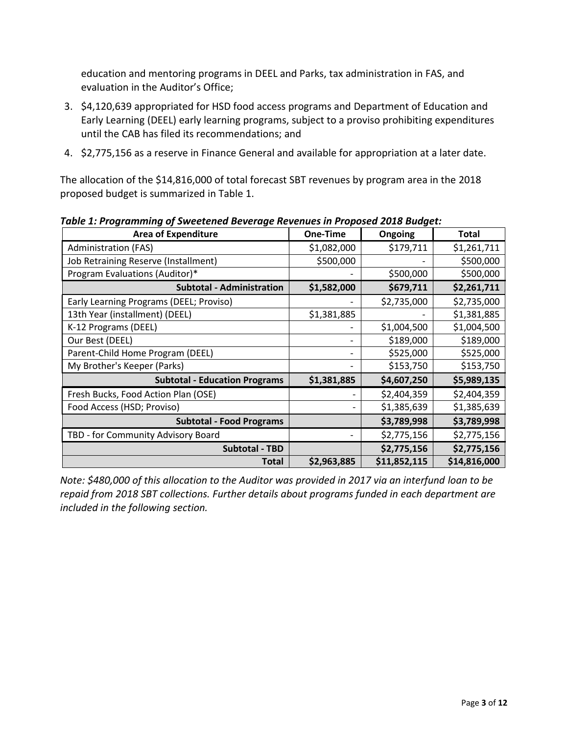education and mentoring programs in DEEL and Parks, tax administration in FAS, and evaluation in the Auditor's Office;

3. $4,120,639 appropriated for HSD food access programs and Department of Education and Early Learning (DEEL) early learning programs, subject to a proviso prohibiting expenditures until the CAB has filed its recommendations; and
4. $2,775,156 as a reserve in Finance General and available for appropriation at a later date.

The allocation of the $14,816,000 of total forecast SBT revenues by program area in the 2018 proposed budget is summarized in Table 1.

***Table 1: Programming of Sweetened Beverage Revenues in Proposed 2018 Budget:***

| Area of Expenditure | One-Time | Ongoing | Total |
|---|---|---|---|
| Administration (FAS) | $1,082,000 | $179,711 | $1,261,711 |
| Job Retraining Reserve (Installment) | $500,000 | - | $500,000 |
| Program Evaluations (Auditor)* | - | $500,000 | $500,000 |
| **Subtotal - Administration** | **$1,582,000** | **$679,711** | **$2,261,711** |
| Early Learning Programs (DEEL; Proviso) | - | $2,735,000 | $2,735,000 |
| 13th Year (installment) (DEEL) | $1,381,885 | - | $1,381,885 |
| K-12 Programs (DEEL) | - | $1,004,500 | $1,004,500 |
| Our Best (DEEL) | - | $189,000 | $189,000 |
| Parent-Child Home Program (DEEL) | - | $525,000 | $525,000 |
| My Brother's Keeper (Parks) | - | $153,750 | $153,750 |
| **Subtotal - Education Programs** | **$1,381,885** | **$4,607,250** | **$5,989,135** |
| Fresh Bucks, Food Action Plan (OSE) | - | $2,404,359 | $2,404,359 |
| Food Access (HSD; Proviso) | - | $1,385,639 | $1,385,639 |
| **Subtotal - Food Programs** | | **$3,789,998** | **$3,789,998** |
| TBD - for Community Advisory Board | - | $2,775,156 | $2,775,156 |
| **Subtotal - TBD** | | **$2,775,156** | **$2,775,156** |
| **Total** | **$2,963,885** | **$11,852,115** | **$14,816,000** |

*Note: $480,000 of this allocation to the Auditor was provided in 2017 via an interfund loan to be repaid from 2018 SBT collections. Further details about programs funded in each department are included in the following section.*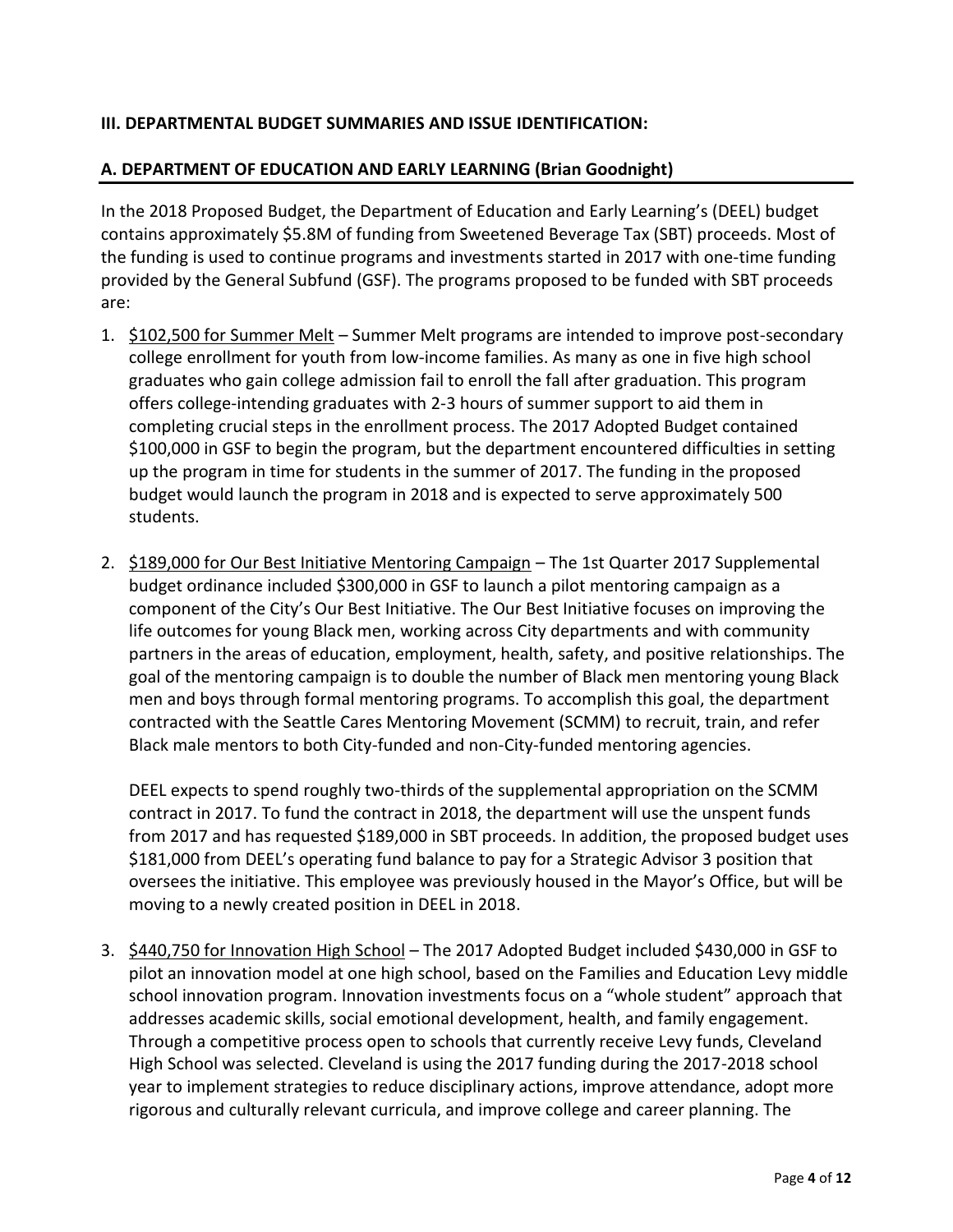### III. DEPARTMENTAL BUDGET SUMMARIES AND ISSUE IDENTIFICATION:

### A. DEPARTMENT OF EDUCATION AND EARLY LEARNING (Brian Goodnight)

In the 2018 Proposed Budget, the Department of Education and Early Learning's (DEEL) budget contains approximately $5.8M of funding from Sweetened Beverage Tax (SBT) proceeds. Most of the funding is used to continue programs and investments started in 2017 with one-time funding provided by the General Subfund (GSF). The programs proposed to be funded with SBT proceeds are:

1. $102,500 for Summer Melt – Summer Melt programs are intended to improve post-secondary college enrollment for youth from low-income families. As many as one in five high school graduates who gain college admission fail to enroll the fall after graduation. This program offers college-intending graduates with 2-3 hours of summer support to aid them in completing crucial steps in the enrollment process. The 2017 Adopted Budget contained $100,000 in GSF to begin the program, but the department encountered difficulties in setting up the program in time for students in the summer of 2017. The funding in the proposed budget would launch the program in 2018 and is expected to serve approximately 500 students.

2. $189,000 for Our Best Initiative Mentoring Campaign – The 1st Quarter 2017 Supplemental budget ordinance included $300,000 in GSF to launch a pilot mentoring campaign as a component of the City's Our Best Initiative. The Our Best Initiative focuses on improving the life outcomes for young Black men, working across City departments and with community partners in the areas of education, employment, health, safety, and positive relationships. The goal of the mentoring campaign is to double the number of Black men mentoring young Black men and boys through formal mentoring programs. To accomplish this goal, the department contracted with the Seattle Cares Mentoring Movement (SCMM) to recruit, train, and refer Black male mentors to both City-funded and non-City-funded mentoring agencies.

   DEEL expects to spend roughly two-thirds of the supplemental appropriation on the SCMM contract in 2017. To fund the contract in 2018, the department will use the unspent funds from 2017 and has requested $189,000 in SBT proceeds. In addition, the proposed budget uses $181,000 from DEEL's operating fund balance to pay for a Strategic Advisor 3 position that oversees the initiative. This employee was previously housed in the Mayor's Office, but will be moving to a newly created position in DEEL in 2018.

3. $440,750 for Innovation High School – The 2017 Adopted Budget included $430,000 in GSF to pilot an innovation model at one high school, based on the Families and Education Levy middle school innovation program. Innovation investments focus on a "whole student" approach that addresses academic skills, social emotional development, health, and family engagement. Through a competitive process open to schools that currently receive Levy funds, Cleveland High School was selected. Cleveland is using the 2017 funding during the 2017-2018 school year to implement strategies to reduce disciplinary actions, improve attendance, adopt more rigorous and culturally relevant curricula, and improve college and career planning. The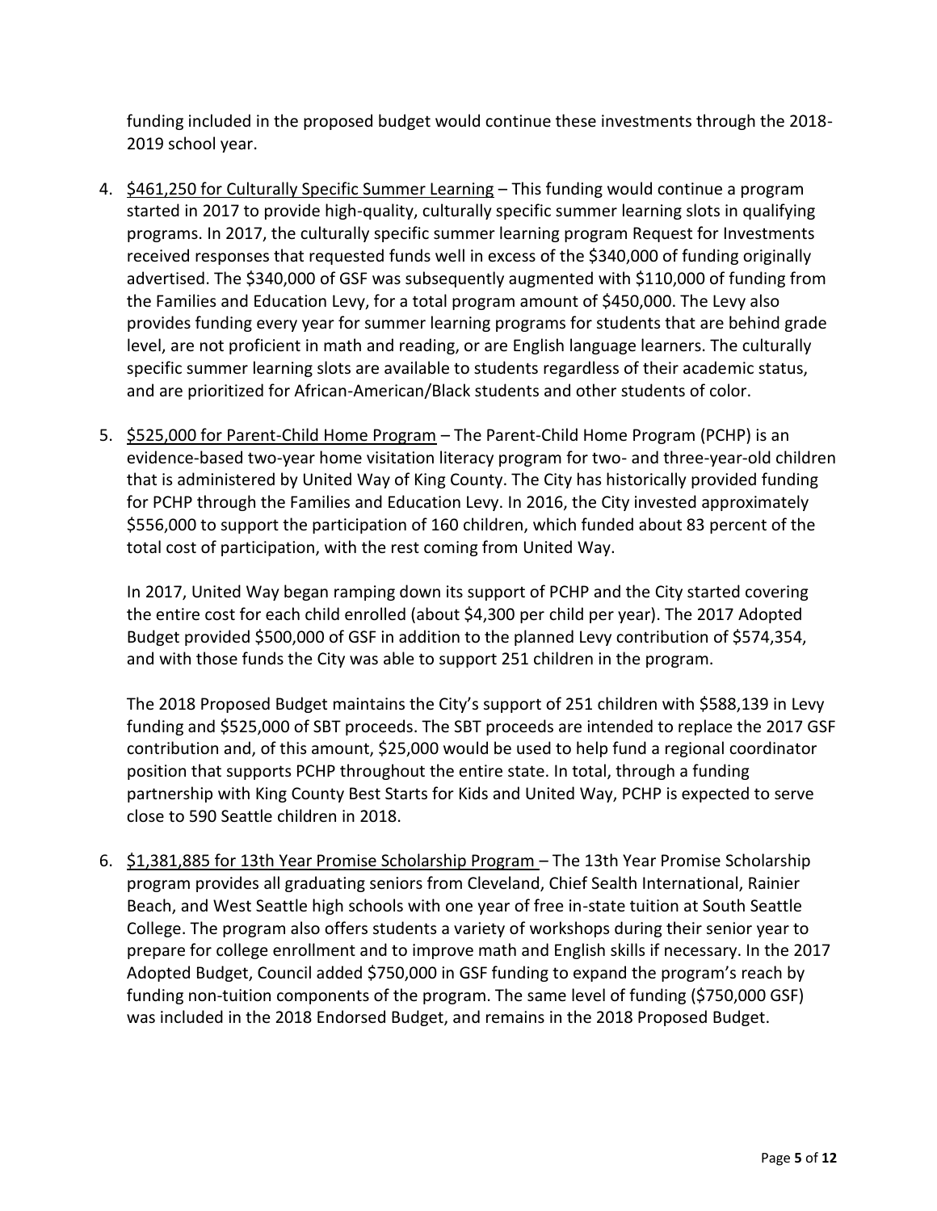funding included in the proposed budget would continue these investments through the 2018-2019 school year.

4. <u>$461,250 for Culturally Specific Summer Learning</u> – This funding would continue a program started in 2017 to provide high-quality, culturally specific summer learning slots in qualifying programs. In 2017, the culturally specific summer learning program Request for Investments received responses that requested funds well in excess of the $340,000 of funding originally advertised. The $340,000 of GSF was subsequently augmented with $110,000 of funding from the Families and Education Levy, for a total program amount of $450,000. The Levy also provides funding every year for summer learning programs for students that are behind grade level, are not proficient in math and reading, or are English language learners. The culturally specific summer learning slots are available to students regardless of their academic status, and are prioritized for African-American/Black students and other students of color.

5. <u>$525,000 for Parent-Child Home Program</u> – The Parent-Child Home Program (PCHP) is an evidence-based two-year home visitation literacy program for two- and three-year-old children that is administered by United Way of King County. The City has historically provided funding for PCHP through the Families and Education Levy. In 2016, the City invested approximately $556,000 to support the participation of 160 children, which funded about 83 percent of the total cost of participation, with the rest coming from United Way.

   In 2017, United Way began ramping down its support of PCHP and the City started covering the entire cost for each child enrolled (about $4,300 per child per year). The 2017 Adopted Budget provided $500,000 of GSF in addition to the planned Levy contribution of $574,354, and with those funds the City was able to support 251 children in the program.

   The 2018 Proposed Budget maintains the City's support of 251 children with $588,139 in Levy funding and $525,000 of SBT proceeds. The SBT proceeds are intended to replace the 2017 GSF contribution and, of this amount, $25,000 would be used to help fund a regional coordinator position that supports PCHP throughout the entire state. In total, through a funding partnership with King County Best Starts for Kids and United Way, PCHP is expected to serve close to 590 Seattle children in 2018.

6. <u>$1,381,885 for 13th Year Promise Scholarship Program</u> – The 13th Year Promise Scholarship program provides all graduating seniors from Cleveland, Chief Sealth International, Rainier Beach, and West Seattle high schools with one year of free in-state tuition at South Seattle College. The program also offers students a variety of workshops during their senior year to prepare for college enrollment and to improve math and English skills if necessary. In the 2017 Adopted Budget, Council added $750,000 in GSF funding to expand the program's reach by funding non-tuition components of the program. The same level of funding ($750,000 GSF) was included in the 2018 Endorsed Budget, and remains in the 2018 Proposed Budget.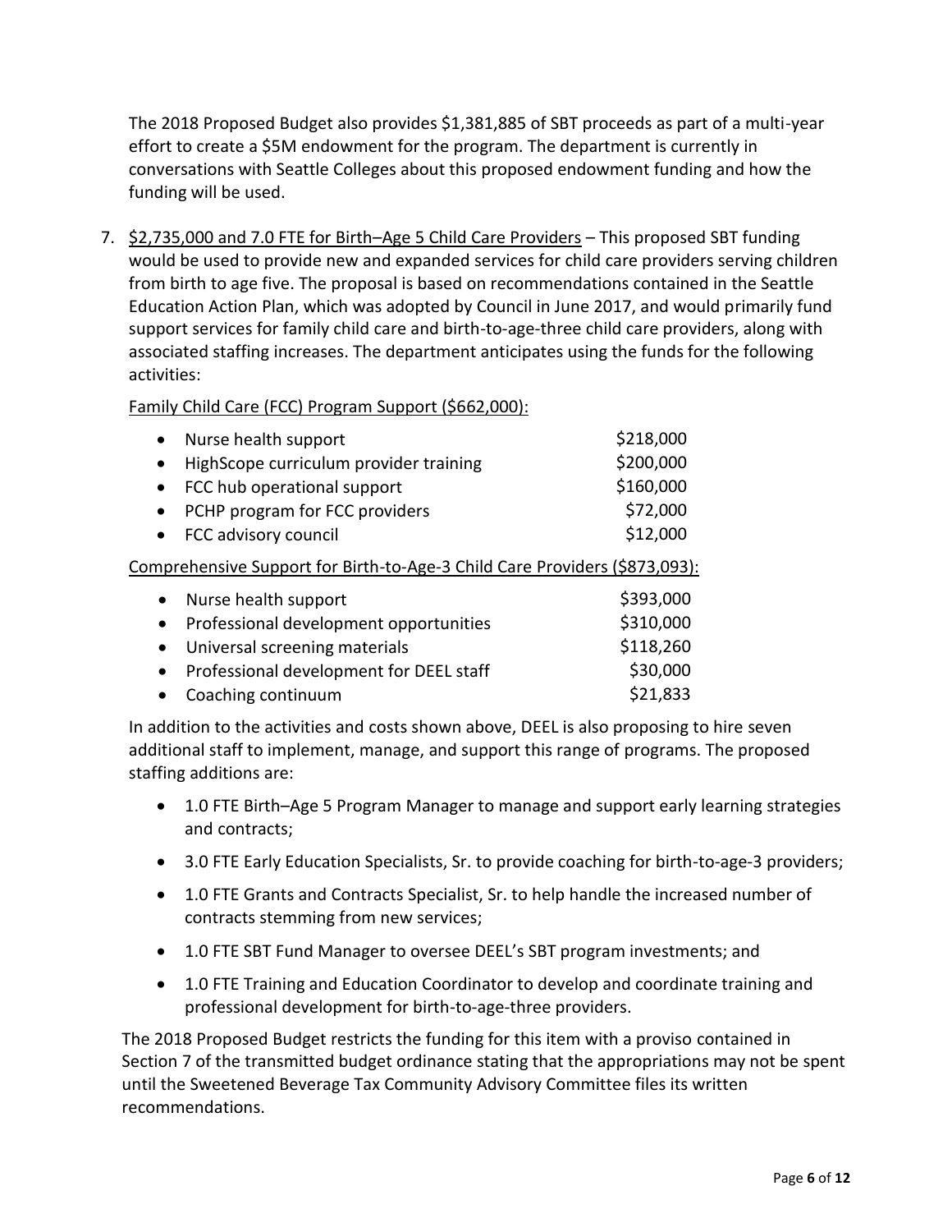The 2018 Proposed Budget also provides $1,381,885 of SBT proceeds as part of a multi-year effort to create a $5M endowment for the program. The department is currently in conversations with Seattle Colleges about this proposed endowment funding and how the funding will be used.

7. <u>$2,735,000 and 7.0 FTE for Birth–Age 5 Child Care Providers</u> – This proposed SBT funding would be used to provide new and expanded services for child care providers serving children from birth to age five. The proposal is based on recommendations contained in the Seattle Education Action Plan, which was adopted by Council in June 2017, and would primarily fund support services for family child care and birth-to-age-three child care providers, along with associated staffing increases. The department anticipates using the funds for the following activities:

   <u>Family Child Care (FCC) Program Support ($662,000):</u>

   | Activity | Amount |
   |---|---|
   | Nurse health support | $218,000 |
   | HighScope curriculum provider training | $200,000 |
   | FCC hub operational support | $160,000 |
   | PCHP program for FCC providers | $72,000 |
   | FCC advisory council | $12,000 |

   <u>Comprehensive Support for Birth-to-Age-3 Child Care Providers ($873,093):</u>

   | Activity | Amount |
   |---|---|
   | Nurse health support | $393,000 |
   | Professional development opportunities | $310,000 |
   | Universal screening materials | $118,260 |
   | Professional development for DEEL staff | $30,000 |
   | Coaching continuum | $21,833 |

   In addition to the activities and costs shown above, DEEL is also proposing to hire seven additional staff to implement, manage, and support this range of programs. The proposed staffing additions are:

   - 1.0 FTE Birth–Age 5 Program Manager to manage and support early learning strategies and contracts;
   - 3.0 FTE Early Education Specialists, Sr. to provide coaching for birth-to-age-3 providers;
   - 1.0 FTE Grants and Contracts Specialist, Sr. to help handle the increased number of contracts stemming from new services;
   - 1.0 FTE SBT Fund Manager to oversee DEEL's SBT program investments; and
   - 1.0 FTE Training and Education Coordinator to develop and coordinate training and professional development for birth-to-age-three providers.

   The 2018 Proposed Budget restricts the funding for this item with a proviso contained in Section 7 of the transmitted budget ordinance stating that the appropriations may not be spent until the Sweetened Beverage Tax Community Advisory Committee files its written recommendations.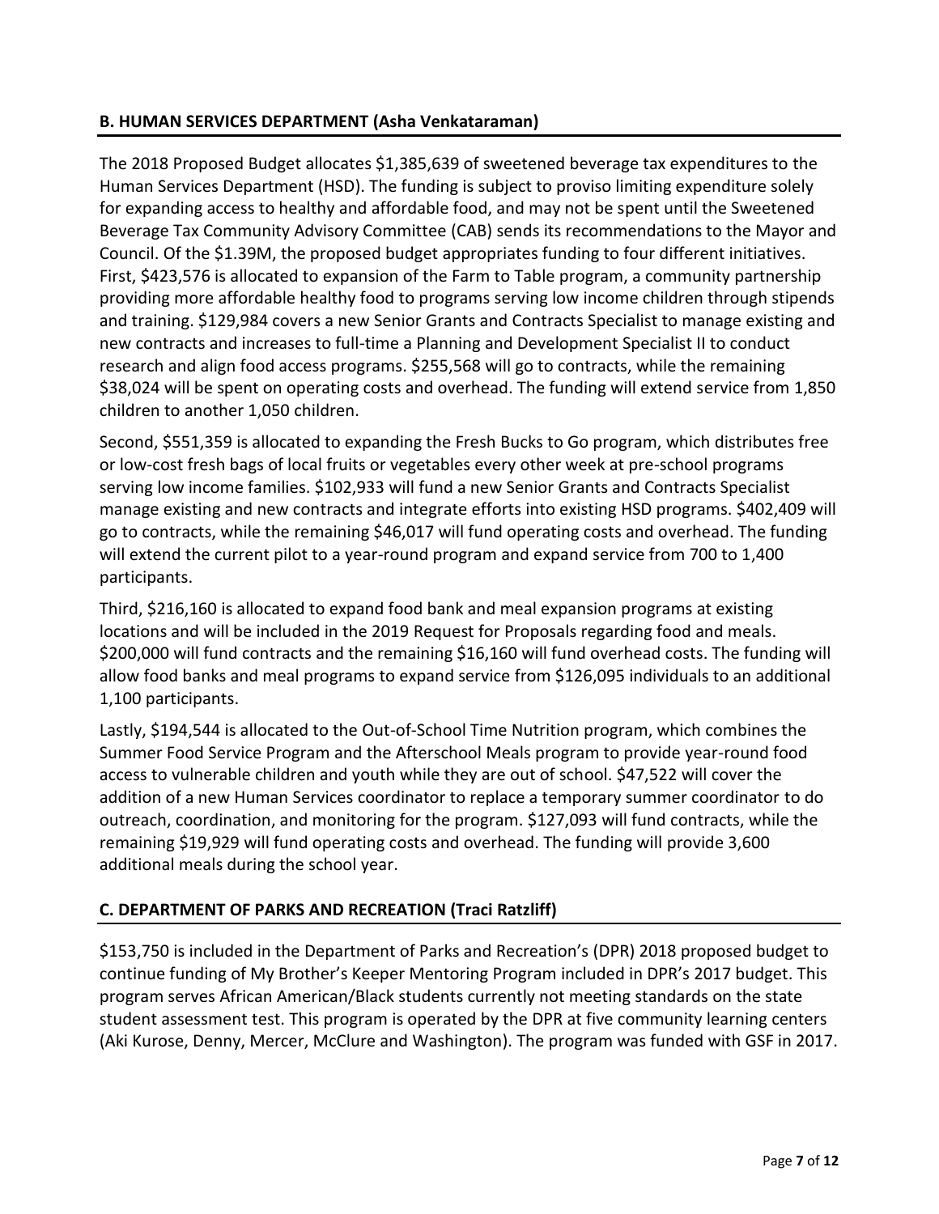### B. HUMAN SERVICES DEPARTMENT (Asha Venkataraman)

The 2018 Proposed Budget allocates $1,385,639 of sweetened beverage tax expenditures to the Human Services Department (HSD). The funding is subject to proviso limiting expenditure solely for expanding access to healthy and affordable food, and may not be spent until the Sweetened Beverage Tax Community Advisory Committee (CAB) sends its recommendations to the Mayor and Council. Of the $1.39M, the proposed budget appropriates funding to four different initiatives. First, $423,576 is allocated to expansion of the Farm to Table program, a community partnership providing more affordable healthy food to programs serving low income children through stipends and training. $129,984 covers a new Senior Grants and Contracts Specialist to manage existing and new contracts and increases to full-time a Planning and Development Specialist II to conduct research and align food access programs. $255,568 will go to contracts, while the remaining $38,024 will be spent on operating costs and overhead. The funding will extend service from 1,850 children to another 1,050 children.

Second, $551,359 is allocated to expanding the Fresh Bucks to Go program, which distributes free or low-cost fresh bags of local fruits or vegetables every other week at pre-school programs serving low income families. $102,933 will fund a new Senior Grants and Contracts Specialist manage existing and new contracts and integrate efforts into existing HSD programs. $402,409 will go to contracts, while the remaining $46,017 will fund operating costs and overhead. The funding will extend the current pilot to a year-round program and expand service from 700 to 1,400 participants.

Third, $216,160 is allocated to expand food bank and meal expansion programs at existing locations and will be included in the 2019 Request for Proposals regarding food and meals. $200,000 will fund contracts and the remaining $16,160 will fund overhead costs. The funding will allow food banks and meal programs to expand service from $126,095 individuals to an additional 1,100 participants.

Lastly, $194,544 is allocated to the Out-of-School Time Nutrition program, which combines the Summer Food Service Program and the Afterschool Meals program to provide year-round food access to vulnerable children and youth while they are out of school. $47,522 will cover the addition of a new Human Services coordinator to replace a temporary summer coordinator to do outreach, coordination, and monitoring for the program. $127,093 will fund contracts, while the remaining $19,929 will fund operating costs and overhead. The funding will provide 3,600 additional meals during the school year.

### C. DEPARTMENT OF PARKS AND RECREATION (Traci Ratzliff)

$153,750 is included in the Department of Parks and Recreation's (DPR) 2018 proposed budget to continue funding of My Brother's Keeper Mentoring Program included in DPR's 2017 budget. This program serves African American/Black students currently not meeting standards on the state student assessment test. This program is operated by the DPR at five community learning centers (Aki Kurose, Denny, Mercer, McClure and Washington). The program was funded with GSF in 2017.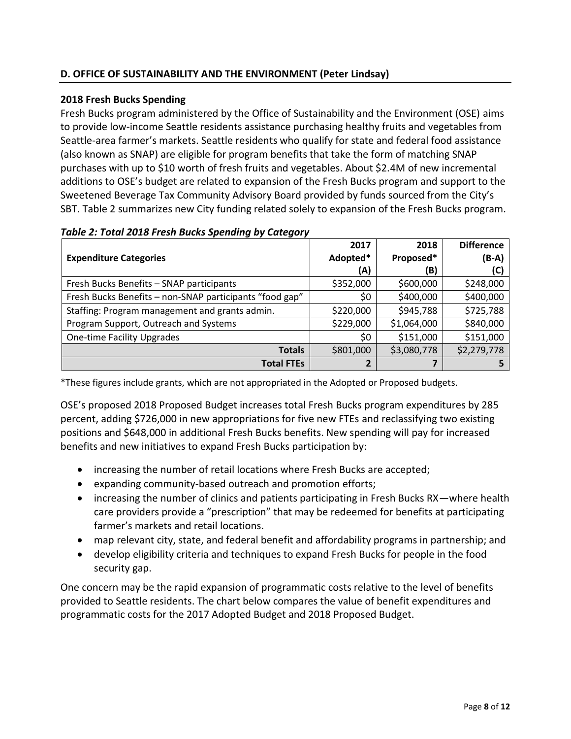## D. OFFICE OF SUSTAINABILITY AND THE ENVIRONMENT (Peter Lindsay)

### 2018 Fresh Bucks Spending

Fresh Bucks program administered by the Office of Sustainability and the Environment (OSE) aims to provide low-income Seattle residents assistance purchasing healthy fruits and vegetables from Seattle-area farmer's markets. Seattle residents who qualify for state and federal food assistance (also known as SNAP) are eligible for program benefits that take the form of matching SNAP purchases with up to $10 worth of fresh fruits and vegetables. About $2.4M of new incremental additions to OSE's budget are related to expansion of the Fresh Bucks program and support to the Sweetened Beverage Tax Community Advisory Board provided by funds sourced from the City's SBT. Table 2 summarizes new City funding related solely to expansion of the Fresh Bucks program.

***Table 2: Total 2018 Fresh Bucks Spending by Category***

| Expenditure Categories | 2017 Adopted* (A) | 2018 Proposed* (B) | Difference (B-A) (C) |
|---|---|---|---|
| Fresh Bucks Benefits – SNAP participants | $352,000 | $600,000 | $248,000 |
| Fresh Bucks Benefits – non-SNAP participants "food gap" | $0 | $400,000 | $400,000 |
| Staffing: Program management and grants admin. | $220,000 | $945,788 | $725,788 |
| Program Support, Outreach and Systems | $229,000 | $1,064,000 | $840,000 |
| One-time Facility Upgrades | $0 | $151,000 | $151,000 |
| **Totals** | $801,000 | $3,080,778 | $2,279,778 |
| **Total FTEs** | **2** | **7** | **5** |

*These figures include grants, which are not appropriated in the Adopted or Proposed budgets.

OSE's proposed 2018 Proposed Budget increases total Fresh Bucks program expenditures by 285 percent, adding $726,000 in new appropriations for five new FTEs and reclassifying two existing positions and $648,000 in additional Fresh Bucks benefits. New spending will pay for increased benefits and new initiatives to expand Fresh Bucks participation by:

- increasing the number of retail locations where Fresh Bucks are accepted;
- expanding community-based outreach and promotion efforts;
- increasing the number of clinics and patients participating in Fresh Bucks RX—where health care providers provide a "prescription" that may be redeemed for benefits at participating farmer's markets and retail locations.
- map relevant city, state, and federal benefit and affordability programs in partnership; and
- develop eligibility criteria and techniques to expand Fresh Bucks for people in the food security gap.

One concern may be the rapid expansion of programmatic costs relative to the level of benefits provided to Seattle residents. The chart below compares the value of benefit expenditures and programmatic costs for the 2017 Adopted Budget and 2018 Proposed Budget.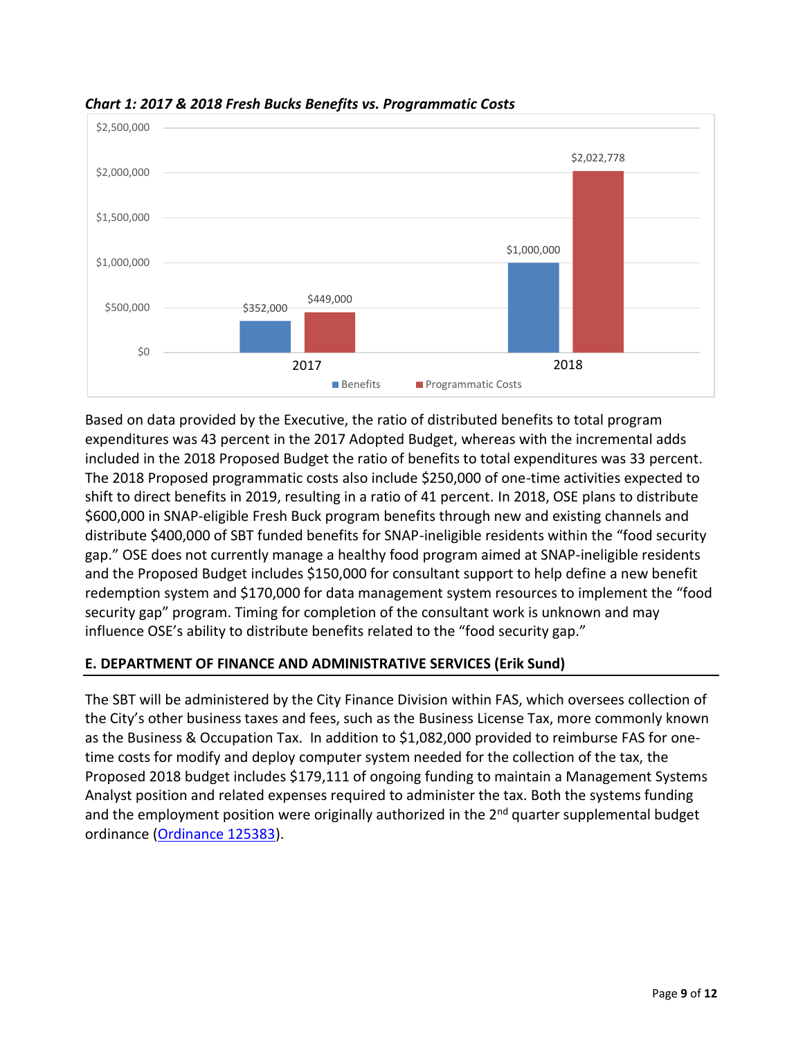***Chart 1: 2017 & 2018 Fresh Bucks Benefits vs. Programmatic Costs***

| Year | Benefits | Programmatic Costs |
|---|---|---|
| 2017 | $352,000 | $449,000 |
| 2018 | $1,000,000 | $2,022,778 |

Based on data provided by the Executive, the ratio of distributed benefits to total program expenditures was 43 percent in the 2017 Adopted Budget, whereas with the incremental adds included in the 2018 Proposed Budget the ratio of benefits to total expenditures was 33 percent. The 2018 Proposed programmatic costs also include $250,000 of one-time activities expected to shift to direct benefits in 2019, resulting in a ratio of 41 percent. In 2018, OSE plans to distribute $600,000 in SNAP-eligible Fresh Buck program benefits through new and existing channels and distribute $400,000 of SBT funded benefits for SNAP-ineligible residents within the "food security gap." OSE does not currently manage a healthy food program aimed at SNAP-ineligible residents and the Proposed Budget includes $150,000 for consultant support to help define a new benefit redemption system and $170,000 for data management system resources to implement the "food security gap" program. Timing for completion of the consultant work is unknown and may influence OSE's ability to distribute benefits related to the "food security gap."

## E. DEPARTMENT OF FINANCE AND ADMINISTRATIVE SERVICES (Erik Sund)

The SBT will be administered by the City Finance Division within FAS, which oversees collection of the City's other business taxes and fees, such as the Business License Tax, more commonly known as the Business & Occupation Tax. In addition to $1,082,000 provided to reimburse FAS for one-time costs for modify and deploy computer system needed for the collection of the tax, the Proposed 2018 budget includes $179,111 of ongoing funding to maintain a Management Systems Analyst position and related expenses required to administer the tax. Both the systems funding and the employment position were originally authorized in the 2nd quarter supplemental budget ordinance (Ordinance 125383).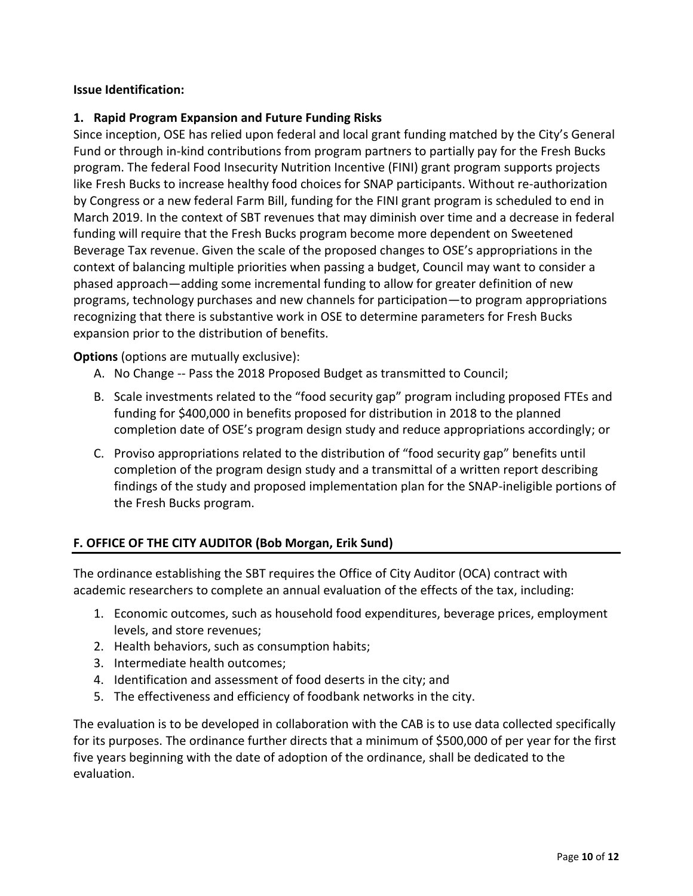**Issue Identification:**

**1. Rapid Program Expansion and Future Funding Risks**

Since inception, OSE has relied upon federal and local grant funding matched by the City's General Fund or through in-kind contributions from program partners to partially pay for the Fresh Bucks program. The federal Food Insecurity Nutrition Incentive (FINI) grant program supports projects like Fresh Bucks to increase healthy food choices for SNAP participants. Without re-authorization by Congress or a new federal Farm Bill, funding for the FINI grant program is scheduled to end in March 2019. In the context of SBT revenues that may diminish over time and a decrease in federal funding will require that the Fresh Bucks program become more dependent on Sweetened Beverage Tax revenue. Given the scale of the proposed changes to OSE's appropriations in the context of balancing multiple priorities when passing a budget, Council may want to consider a phased approach—adding some incremental funding to allow for greater definition of new programs, technology purchases and new channels for participation—to program appropriations recognizing that there is substantive work in OSE to determine parameters for Fresh Bucks expansion prior to the distribution of benefits.

**Options** (options are mutually exclusive):

A. No Change -- Pass the 2018 Proposed Budget as transmitted to Council;

B. Scale investments related to the "food security gap" program including proposed FTEs and funding for $400,000 in benefits proposed for distribution in 2018 to the planned completion date of OSE's program design study and reduce appropriations accordingly; or

C. Proviso appropriations related to the distribution of "food security gap" benefits until completion of the program design study and a transmittal of a written report describing findings of the study and proposed implementation plan for the SNAP-ineligible portions of the Fresh Bucks program.

## F. OFFICE OF THE CITY AUDITOR (Bob Morgan, Erik Sund)

The ordinance establishing the SBT requires the Office of City Auditor (OCA) contract with academic researchers to complete an annual evaluation of the effects of the tax, including:

1. Economic outcomes, such as household food expenditures, beverage prices, employment levels, and store revenues;
2. Health behaviors, such as consumption habits;
3. Intermediate health outcomes;
4. Identification and assessment of food deserts in the city; and
5. The effectiveness and efficiency of foodbank networks in the city.

The evaluation is to be developed in collaboration with the CAB is to use data collected specifically for its purposes. The ordinance further directs that a minimum of $500,000 of per year for the first five years beginning with the date of adoption of the ordinance, shall be dedicated to the evaluation.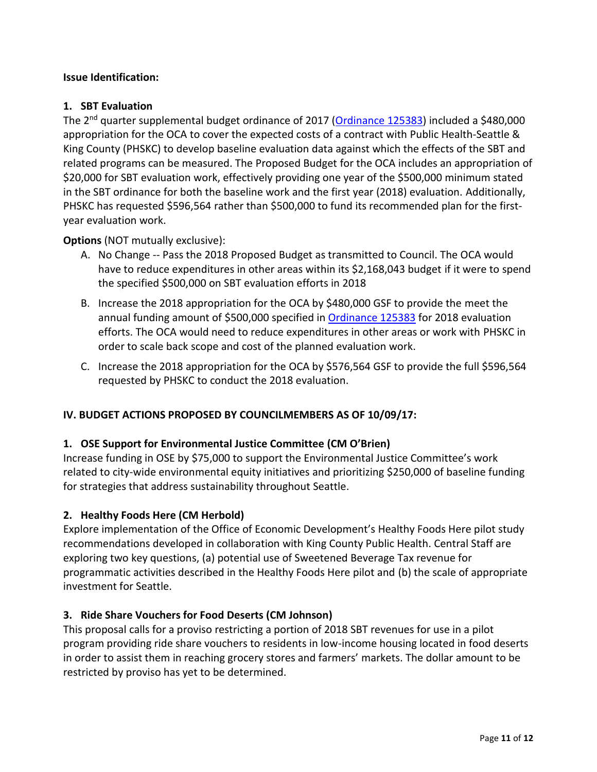**Issue Identification:**

**1. SBT Evaluation**

The 2nd quarter supplemental budget ordinance of 2017 (Ordinance 125383) included a $480,000 appropriation for the OCA to cover the expected costs of a contract with Public Health-Seattle & King County (PHSKC) to develop baseline evaluation data against which the effects of the SBT and related programs can be measured. The Proposed Budget for the OCA includes an appropriation of $20,000 for SBT evaluation work, effectively providing one year of the $500,000 minimum stated in the SBT ordinance for both the baseline work and the first year (2018) evaluation. Additionally, PHSKC has requested $596,564 rather than $500,000 to fund its recommended plan for the first-year evaluation work.

**Options** (NOT mutually exclusive):

A. No Change -- Pass the 2018 Proposed Budget as transmitted to Council. The OCA would have to reduce expenditures in other areas within its $2,168,043 budget if it were to spend the specified $500,000 on SBT evaluation efforts in 2018

B. Increase the 2018 appropriation for the OCA by $480,000 GSF to provide the meet the annual funding amount of $500,000 specified in Ordinance 125383 for 2018 evaluation efforts. The OCA would need to reduce expenditures in other areas or work with PHSKC in order to scale back scope and cost of the planned evaluation work.

C. Increase the 2018 appropriation for the OCA by $576,564 GSF to provide the full $596,564 requested by PHSKC to conduct the 2018 evaluation.

## IV. BUDGET ACTIONS PROPOSED BY COUNCILMEMBERS AS OF 10/09/17:

**1. OSE Support for Environmental Justice Committee (CM O'Brien)**

Increase funding in OSE by $75,000 to support the Environmental Justice Committee's work related to city-wide environmental equity initiatives and prioritizing $250,000 of baseline funding for strategies that address sustainability throughout Seattle.

**2. Healthy Foods Here (CM Herbold)**

Explore implementation of the Office of Economic Development's Healthy Foods Here pilot study recommendations developed in collaboration with King County Public Health. Central Staff are exploring two key questions, (a) potential use of Sweetened Beverage Tax revenue for programmatic activities described in the Healthy Foods Here pilot and (b) the scale of appropriate investment for Seattle.

**3. Ride Share Vouchers for Food Deserts (CM Johnson)**

This proposal calls for a proviso restricting a portion of 2018 SBT revenues for use in a pilot program providing ride share vouchers to residents in low-income housing located in food deserts in order to assist them in reaching grocery stores and farmers' markets. The dollar amount to be restricted by proviso has yet to be determined.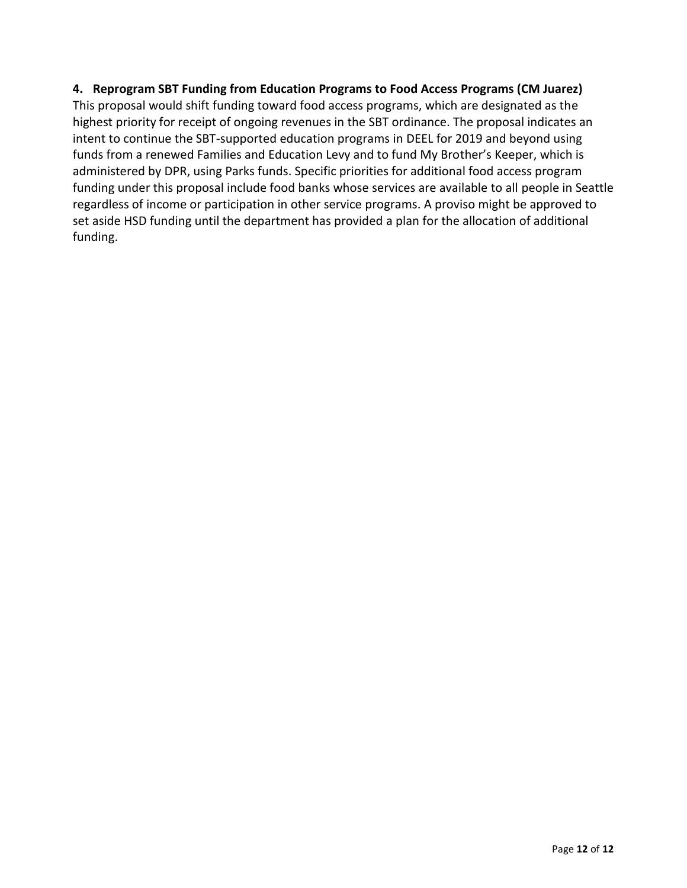**4. Reprogram SBT Funding from Education Programs to Food Access Programs (CM Juarez)**

This proposal would shift funding toward food access programs, which are designated as the highest priority for receipt of ongoing revenues in the SBT ordinance. The proposal indicates an intent to continue the SBT-supported education programs in DEEL for 2019 and beyond using funds from a renewed Families and Education Levy and to fund My Brother's Keeper, which is administered by DPR, using Parks funds. Specific priorities for additional food access program funding under this proposal include food banks whose services are available to all people in Seattle regardless of income or participation in other service programs. A proviso might be approved to set aside HSD funding until the department has provided a plan for the allocation of additional funding.